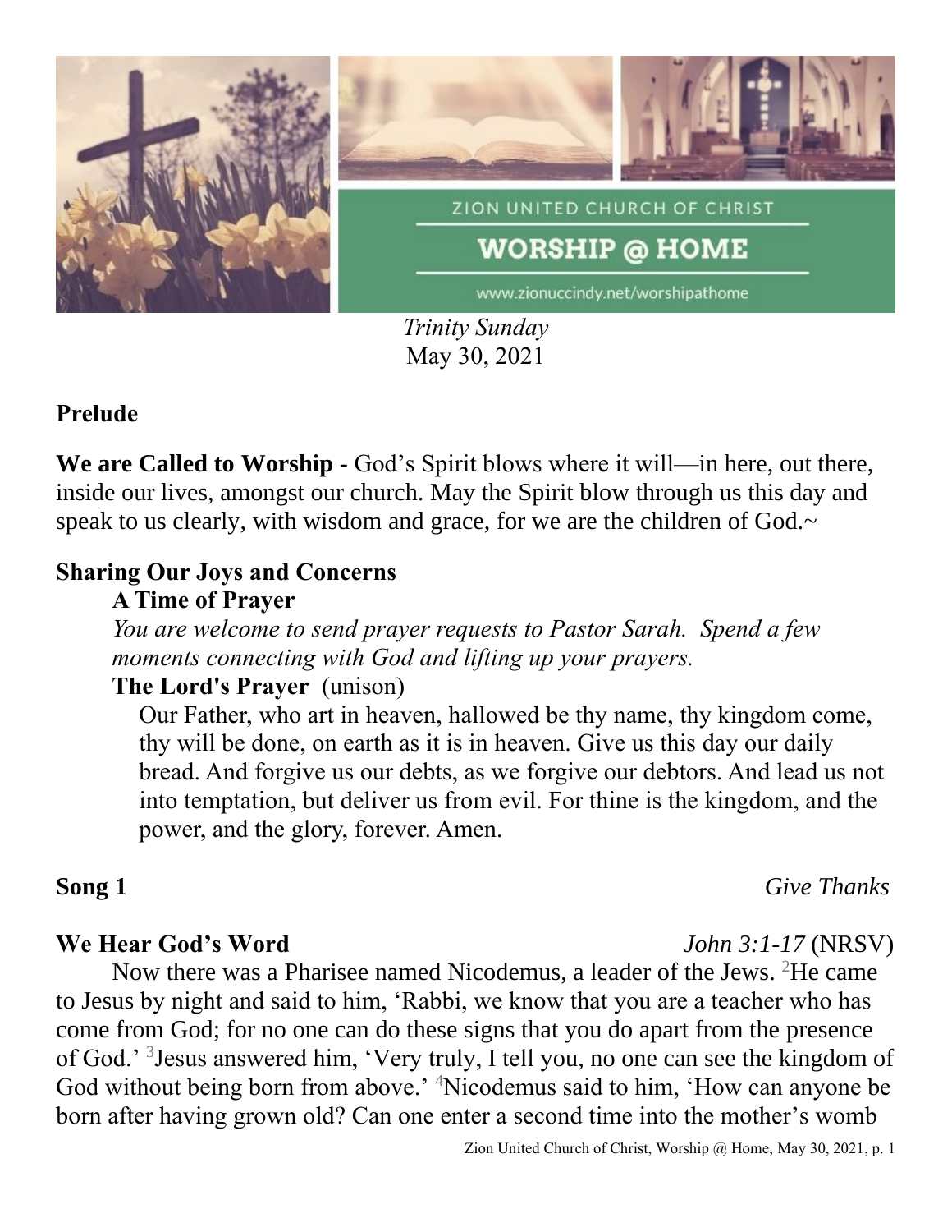ZION UNITED CHURCH OF CHRIST

# WORSHIP @ HOME

www.zionuccindy.net/worshipathome

*Trinity Sunday*
May 30, 2021

**Prelude**

**We are Called to Worship** - God's Spirit blows where it will—in here, out there, inside our lives, amongst our church. May the Spirit blow through us this day and speak to us clearly, with wisdom and grace, for we are the children of God.~

**Sharing Our Joys and Concerns**

**A Time of Prayer**

*You are welcome to send prayer requests to Pastor Sarah. Spend a few moments connecting with God and lifting up your prayers.*

**The Lord's Prayer** (unison)

Our Father, who art in heaven, hallowed be thy name, thy kingdom come, thy will be done, on earth as it is in heaven. Give us this day our daily bread. And forgive us our debts, as we forgive our debtors. And lead us not into temptation, but deliver us from evil. For thine is the kingdom, and the power, and the glory, forever. Amen.

**Song 1** *Give Thanks*

**We Hear God's Word** *John 3:1-17* (NRSV)

Now there was a Pharisee named Nicodemus, a leader of the Jews. [2]He came to Jesus by night and said to him, 'Rabbi, we know that you are a teacher who has come from God; for no one can do these signs that you do apart from the presence of God.' [3]Jesus answered him, 'Very truly, I tell you, no one can see the kingdom of God without being born from above.' [4]Nicodemus said to him, 'How can anyone be born after having grown old? Can one enter a second time into the mother's womb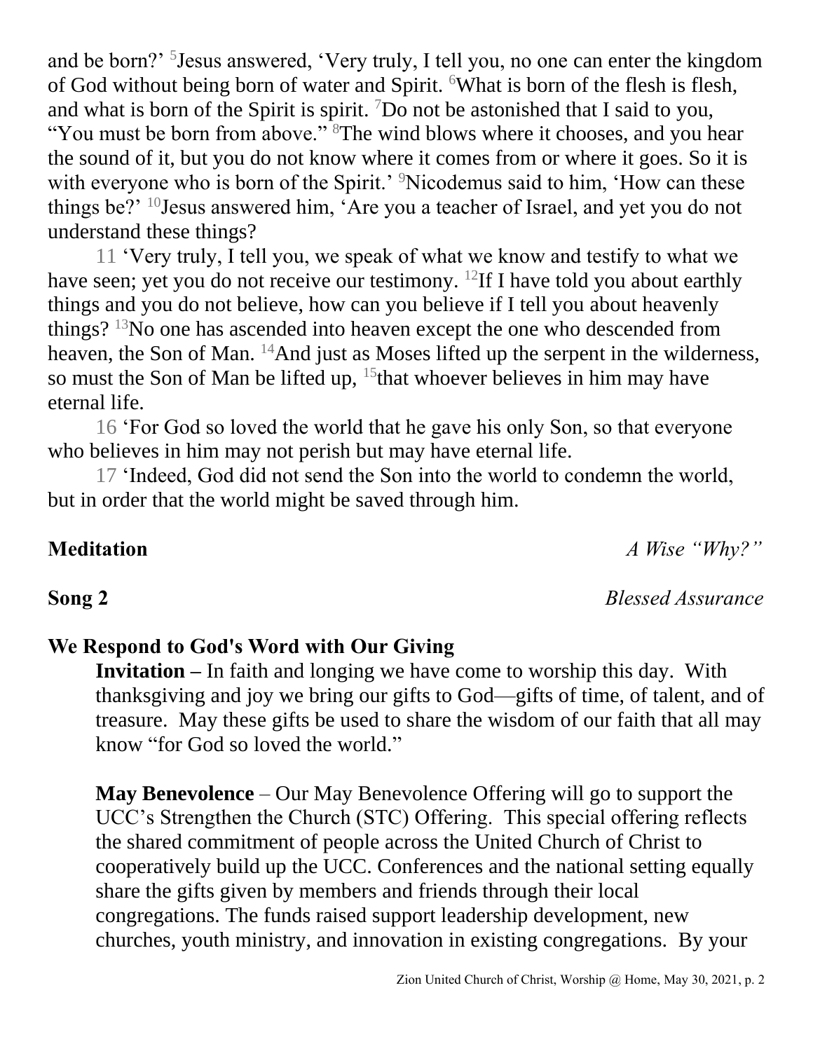and be born?' [5]Jesus answered, 'Very truly, I tell you, no one can enter the kingdom of God without being born of water and Spirit. [6]What is born of the flesh is flesh, and what is born of the Spirit is spirit. [7]Do not be astonished that I said to you, "You must be born from above." [8]The wind blows where it chooses, and you hear the sound of it, but you do not know where it comes from or where it goes. So it is with everyone who is born of the Spirit.' [9]Nicodemus said to him, 'How can these things be?' [10]Jesus answered him, 'Are you a teacher of Israel, and yet you do not understand these things?

11 'Very truly, I tell you, we speak of what we know and testify to what we have seen; yet you do not receive our testimony. [12]If I have told you about earthly things and you do not believe, how can you believe if I tell you about heavenly things? [13]No one has ascended into heaven except the one who descended from heaven, the Son of Man. [14]And just as Moses lifted up the serpent in the wilderness, so must the Son of Man be lifted up, [15]that whoever believes in him may have eternal life.

16 'For God so loved the world that he gave his only Son, so that everyone who believes in him may not perish but may have eternal life.

17 'Indeed, God did not send the Son into the world to condemn the world, but in order that the world might be saved through him.

**Meditation** *A Wise "Why?"*

**Song 2** *Blessed Assurance*

**We Respond to God's Word with Our Giving**

**Invitation –** In faith and longing we have come to worship this day. With thanksgiving and joy we bring our gifts to God—gifts of time, of talent, and of treasure. May these gifts be used to share the wisdom of our faith that all may know "for God so loved the world."

**May Benevolence** – Our May Benevolence Offering will go to support the UCC's Strengthen the Church (STC) Offering. This special offering reflects the shared commitment of people across the United Church of Christ to cooperatively build up the UCC. Conferences and the national setting equally share the gifts given by members and friends through their local congregations. The funds raised support leadership development, new churches, youth ministry, and innovation in existing congregations. By your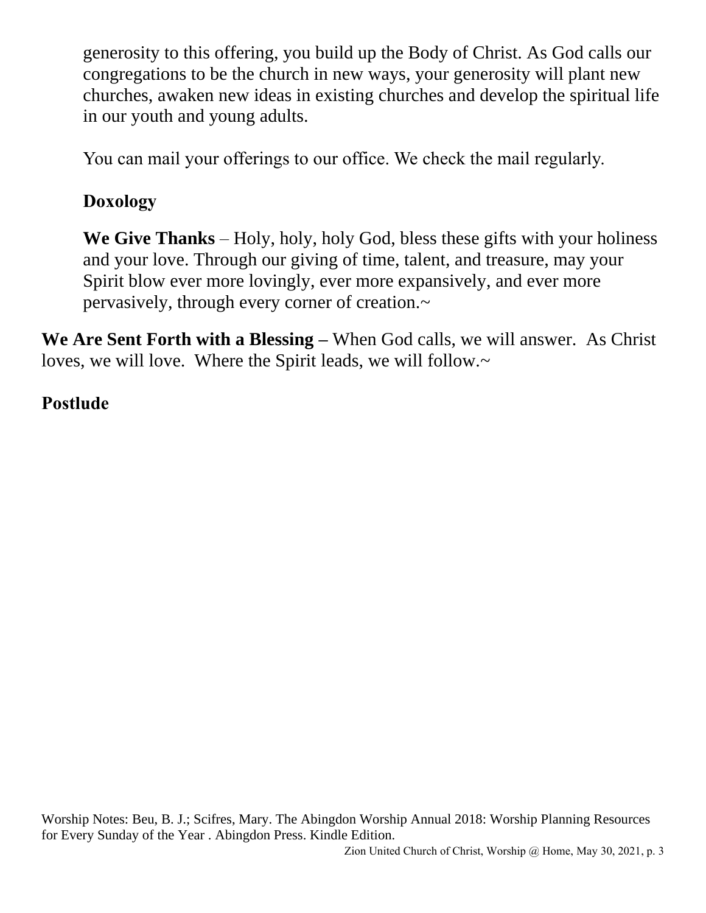generosity to this offering, you build up the Body of Christ. As God calls our congregations to be the church in new ways, your generosity will plant new churches, awaken new ideas in existing churches and develop the spiritual life in our youth and young adults.

You can mail your offerings to our office. We check the mail regularly.

**Doxology**

**We Give Thanks** – Holy, holy, holy God, bless these gifts with your holiness and your love. Through our giving of time, talent, and treasure, may your Spirit blow ever more lovingly, ever more expansively, and ever more pervasively, through every corner of creation.~

**We Are Sent Forth with a Blessing –** When God calls, we will answer. As Christ loves, we will love. Where the Spirit leads, we will follow.~

**Postlude**

Worship Notes: Beu, B. J.; Scifres, Mary. The Abingdon Worship Annual 2018: Worship Planning Resources for Every Sunday of the Year . Abingdon Press. Kindle Edition.